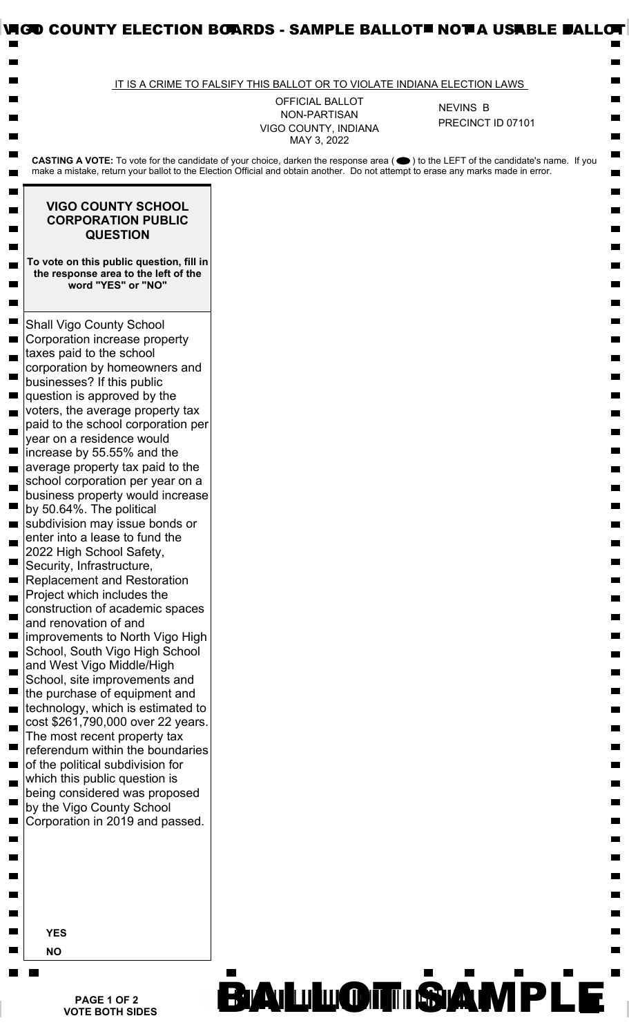# VIGO COUNTY ELECTION BOARDS - SAMPLE BALLOT - NOT A USABLE BALLOT

IT IS A CRIME TO FALSIFY THIS BALLOT OR TO VIOLATE INDIANA ELECTION LAWS

OFFICIAL BALLOT
NON-PARTISAN
VIGO COUNTY, INDIANA
MAY 3, 2022

NEVINS B
PRECINCT ID 07101

**CASTING A VOTE:** To vote for the candidate of your choice, darken the response area ( ⬬ ) to the LEFT of the candidate's name. If you make a mistake, return your ballot to the Election Official and obtain another. Do not attempt to erase any marks made in error.

## VIGO COUNTY SCHOOL CORPORATION PUBLIC QUESTION

**To vote on this public question, fill in the response area to the left of the word "YES" or "NO"**

Shall Vigo County School Corporation increase property taxes paid to the school corporation by homeowners and businesses? If this public question is approved by the voters, the average property tax paid to the school corporation per year on a residence would increase by 55.55% and the average property tax paid to the school corporation per year on a business property would increase by 50.64%. The political subdivision may issue bonds or enter into a lease to fund the 2022 High School Safety, Security, Infrastructure, Replacement and Restoration Project which includes the construction of academic spaces and renovation of and improvements to North Vigo High School, South Vigo High School and West Vigo Middle/High School, site improvements and the purchase of equipment and technology, which is estimated to cost $261,790,000 over 22 years. The most recent property tax referendum within the boundaries of the political subdivision for which this public question is being considered was proposed by the Vigo County School Corporation in 2019 and passed.

**YES**

**NO**

**PAGE 1 OF 2**
**VOTE BOTH SIDES**

BALLOT SAMPLE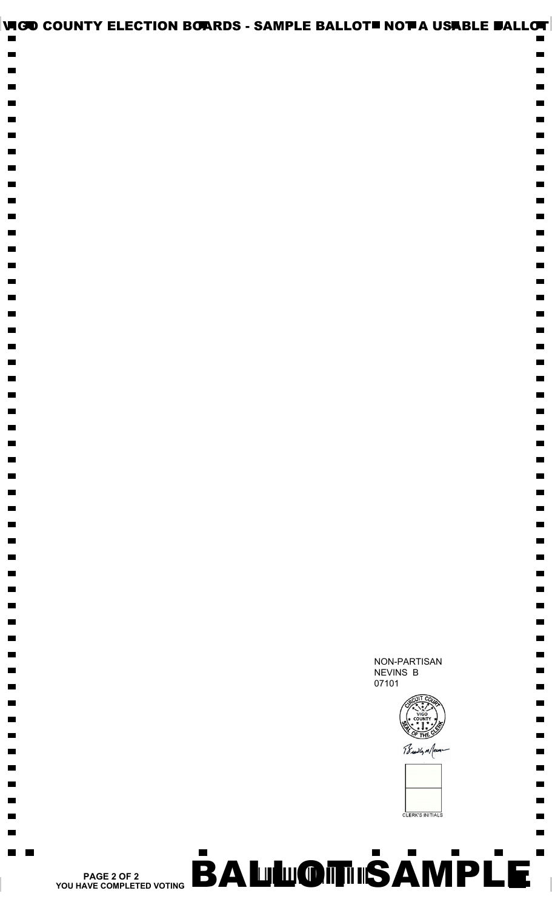VIGO COUNTY ELECTION BOARDS - SAMPLE BALLOT NOT A USABLE BALLOT

NON-PARTISAN
NEVINS B
07101

CIRCUIT COURT VIGO COUNTY SEAL OF THE CLERK

CLERK'S INITIALS

PAGE 2 OF 2
YOU HAVE COMPLETED VOTING

BALLOT SAMPLE